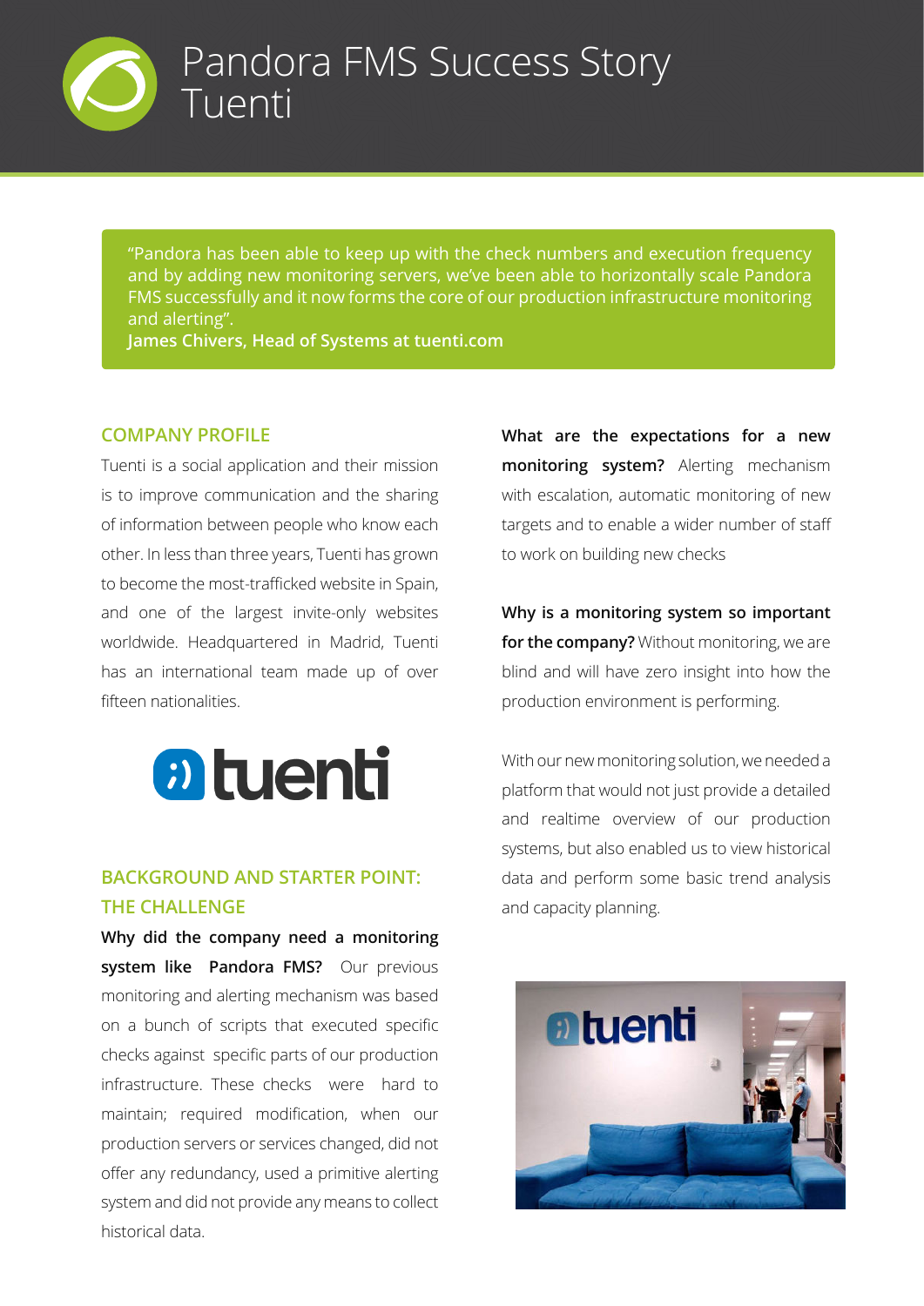# Pandora FMS Success Story
# Tuenti

"Pandora has been able to keep up with the check numbers and execution frequency and by adding new monitoring servers, we've been able to horizontally scale Pandora FMS successfully and it now forms the core of our production infrastructure monitoring and alerting".
**James Chivers, Head of Systems at tuenti.com**

## COMPANY PROFILE

Tuenti is a social application and their mission is to improve communication and the sharing of information between people who know each other. In less than three years, Tuenti has grown to become the most-trafficked website in Spain, and one of the largest invite-only websites worldwide. Headquartered in Madrid, Tuenti has an international team made up of over fifteen nationalities.

## BACKGROUND AND STARTER POINT: THE CHALLENGE

**Why did the company need a monitoring system like Pandora FMS?** Our previous monitoring and alerting mechanism was based on a bunch of scripts that executed specific checks against specific parts of our production infrastructure. These checks were hard to maintain; required modification, when our production servers or services changed, did not offer any redundancy, used a primitive alerting system and did not provide any means to collect historical data.

**What are the expectations for a new monitoring system?** Alerting mechanism with escalation, automatic monitoring of new targets and to enable a wider number of staff to work on building new checks

**Why is a monitoring system so important for the company?** Without monitoring, we are blind and will have zero insight into how the production environment is performing.

With our new monitoring solution, we needed a platform that would not just provide a detailed and realtime overview of our production systems, but also enabled us to view historical data and perform some basic trend analysis and capacity planning.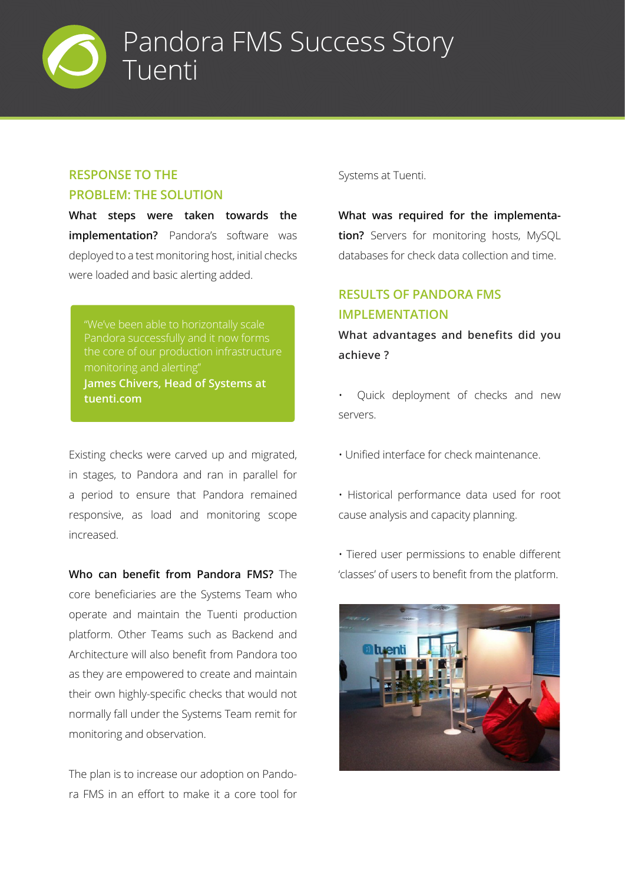# Pandora FMS Success Story
# Tuenti

## RESPONSE TO THE PROBLEM: THE SOLUTION

**What steps were taken towards the implementation?** Pandora's software was deployed to a test monitoring host, initial checks were loaded and basic alerting added.

> "We've been able to horizontally scale Pandora successfully and it now forms the core of our production infrastructure monitoring and alerting"
> **James Chivers, Head of Systems at tuenti.com**

Existing checks were carved up and migrated, in stages, to Pandora and ran in parallel for a period to ensure that Pandora remained responsive, as load and monitoring scope increased.

**Who can benefit from Pandora FMS?** The core beneficiaries are the Systems Team who operate and maintain the Tuenti production platform. Other Teams such as Backend and Architecture will also benefit from Pandora too as they are empowered to create and maintain their own highly-specific checks that would not normally fall under the Systems Team remit for monitoring and observation.

The plan is to increase our adoption on Pandora FMS in an effort to make it a core tool for Systems at Tuenti.

**What was required for the implementation?** Servers for monitoring hosts, MySQL databases for check data collection and time.

## RESULTS OF PANDORA FMS IMPLEMENTATION

**What advantages and benefits did you achieve ?**

- Quick deployment of checks and new servers.
- Unified interface for check maintenance.
- Historical performance data used for root cause analysis and capacity planning.
- Tiered user permissions to enable different 'classes' of users to benefit from the platform.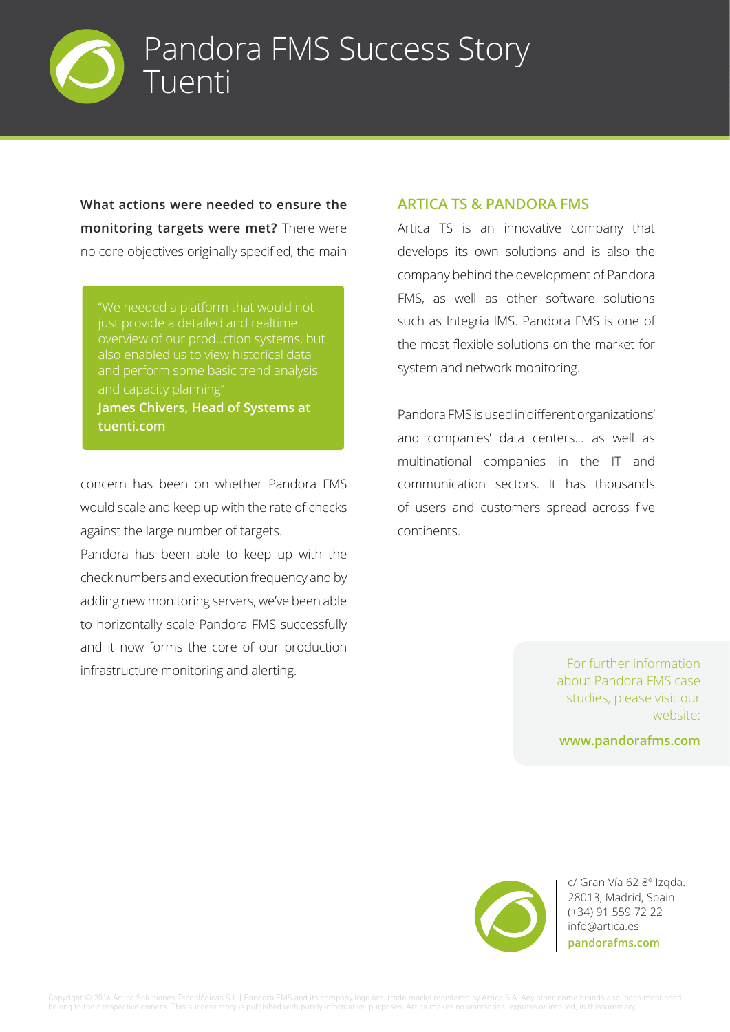# Pandora FMS Success Story Tuenti

**What actions were needed to ensure the monitoring targets were met?** There were no core objectives originally specified, the main concern has been on whether Pandora FMS would scale and keep up with the rate of checks against the large number of targets.

> "We needed a platform that would not just provide a detailed and realtime overview of our production systems, but also enabled us to view historical data and perform some basic trend analysis and capacity planning"
> **James Chivers, Head of Systems at tuenti.com**

Pandora has been able to keep up with the check numbers and execution frequency and by adding new monitoring servers, we've been able to horizontally scale Pandora FMS successfully and it now forms the core of our production infrastructure monitoring and alerting.

## ARTICA TS & PANDORA FMS

Artica TS is an innovative company that develops its own solutions and is also the company behind the development of Pandora FMS, as well as other software solutions such as Integria IMS. Pandora FMS is one of the most flexible solutions on the market for system and network monitoring.

Pandora FMS is used in different organizations' and companies' data centers... as well as multinational companies in the IT and communication sectors. It has thousands of users and customers spread across five continents.

For further information about Pandora FMS case studies, please visit our website:

**www.pandorafms.com**

c/ Gran Vía 62 8º Izqda.
28013, Madrid, Spain.
(+34) 91 559 72 22
info@artica.es
**pandorafms.com**

Copyright © 2016 Ártica Soluciones Tecnológicas S.L | Pandora FMS and its company logo are trade marks registered by Artica S.A. Any other name brands and logos mentioned belong to their respective owners. This success story is published with purely informative purposes. Artica makes no warranties, express or implied, in thissummary.